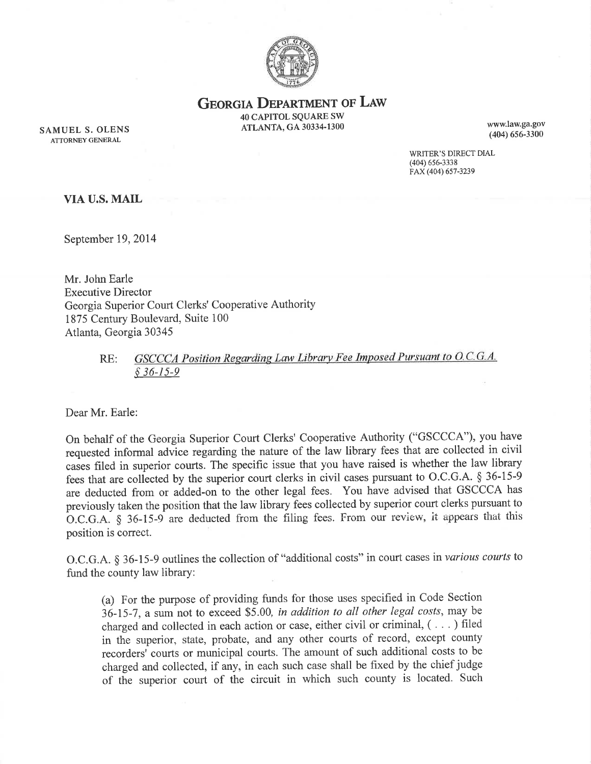# GEORGIA DEPARTMENT OF LAW

40 CAPITOL SQUARE SW
ATLANTA, GA 30334-1300

SAMUEL S. OLENS
ATTORNEY GENERAL

www.law.ga.gov
(404) 656-3300

WRITER'S DIRECT DIAL
(404) 656-3338
FAX (404) 657-3239

**VIA U.S. MAIL**

September 19, 2014

Mr. John Earle
Executive Director
Georgia Superior Court Clerks' Cooperative Authority
1875 Century Boulevard, Suite 100
Atlanta, Georgia 30345

RE: *GSCCCA Position Regarding Law Library Fee Imposed Pursuant to O.C.G.A. § 36-15-9*

Dear Mr. Earle:

On behalf of the Georgia Superior Court Clerks' Cooperative Authority ("GSCCCA"), you have requested informal advice regarding the nature of the law library fees that are collected in civil cases filed in superior courts. The specific issue that you have raised is whether the law library fees that are collected by the superior court clerks in civil cases pursuant to O.C.G.A. § 36-15-9 are deducted from or added-on to the other legal fees. You have advised that GSCCCA has previously taken the position that the law library fees collected by superior court clerks pursuant to O.C.G.A. § 36-15-9 are deducted from the filing fees. From our review, it appears that this position is correct.

O.C.G.A. § 36-15-9 outlines the collection of "additional costs" in court cases in *various courts* to fund the county law library:

> (a) For the purpose of providing funds for those uses specified in Code Section 36-15-7, a sum not to exceed $5.00, *in addition to all other legal costs*, may be charged and collected in each action or case, either civil or criminal, ( . . . ) filed in the superior, state, probate, and any other courts of record, except county recorders' courts or municipal courts. The amount of such additional costs to be charged and collected, if any, in each such case shall be fixed by the chief judge of the superior court of the circuit in which such county is located. Such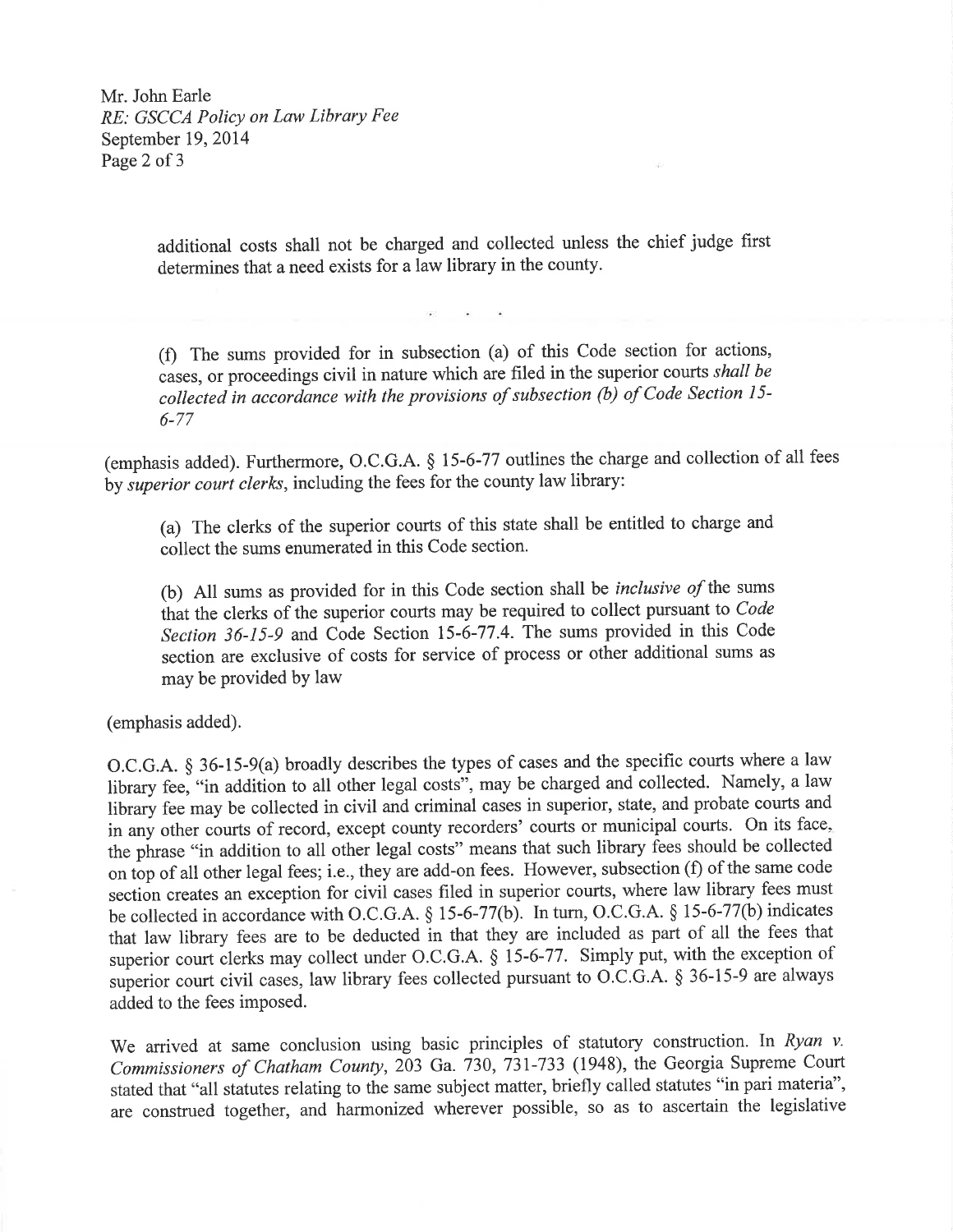> additional costs shall not be charged and collected unless the chief judge first determines that a need exists for a law library in the county.
>
> . . .
>
> (f) The sums provided for in subsection (a) of this Code section for actions, cases, or proceedings civil in nature which are filed in the superior courts *shall be collected in accordance with the provisions of subsection (b) of Code Section 15-6-77*

(emphasis added). Furthermore, O.C.G.A. § 15-6-77 outlines the charge and collection of all fees by *superior court clerks*, including the fees for the county law library:

> (a) The clerks of the superior courts of this state shall be entitled to charge and collect the sums enumerated in this Code section.
>
> (b) All sums as provided for in this Code section shall be *inclusive of* the sums that the clerks of the superior courts may be required to collect pursuant to *Code Section 36-15-9* and Code Section 15-6-77.4. The sums provided in this Code section are exclusive of costs for service of process or other additional sums as may be provided by law

(emphasis added).

O.C.G.A. § 36-15-9(a) broadly describes the types of cases and the specific courts where a law library fee, "in addition to all other legal costs", may be charged and collected. Namely, a law library fee may be collected in civil and criminal cases in superior, state, and probate courts and in any other courts of record, except county recorders' courts or municipal courts. On its face, the phrase "in addition to all other legal costs" means that such library fees should be collected on top of all other legal fees; i.e., they are add-on fees. However, subsection (f) of the same code section creates an exception for civil cases filed in superior courts, where law library fees must be collected in accordance with O.C.G.A. § 15-6-77(b). In turn, O.C.G.A. § 15-6-77(b) indicates that law library fees are to be deducted in that they are included as part of all the fees that superior court clerks may collect under O.C.G.A. § 15-6-77. Simply put, with the exception of superior court civil cases, law library fees collected pursuant to O.C.G.A. § 36-15-9 are always added to the fees imposed.

We arrived at same conclusion using basic principles of statutory construction. In *Ryan v. Commissioners of Chatham County*, 203 Ga. 730, 731-733 (1948), the Georgia Supreme Court stated that "all statutes relating to the same subject matter, briefly called statutes "in pari materia", are construed together, and harmonized wherever possible, so as to ascertain the legislative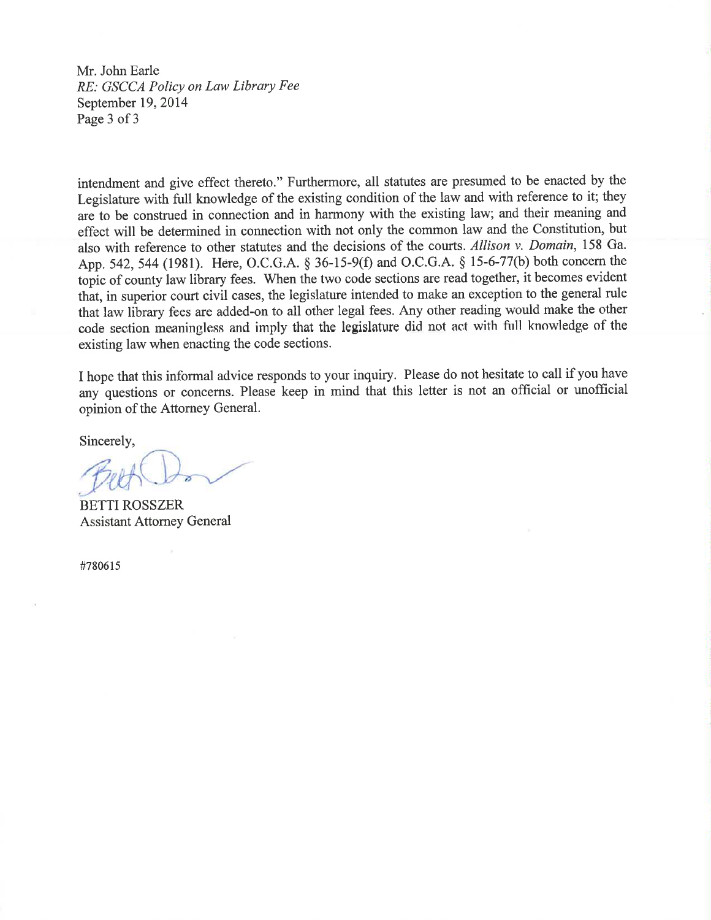intendment and give effect thereto." Furthermore, all statutes are presumed to be enacted by the Legislature with full knowledge of the existing condition of the law and with reference to it; they are to be construed in connection and in harmony with the existing law; and their meaning and effect will be determined in connection with not only the common law and the Constitution, but also with reference to other statutes and the decisions of the courts. *Allison v. Domain*, 158 Ga. App. 542, 544 (1981). Here, O.C.G.A. § 36-15-9(f) and O.C.G.A. § 15-6-77(b) both concern the topic of county law library fees. When the two code sections are read together, it becomes evident that, in superior court civil cases, the legislature intended to make an exception to the general rule that law library fees are added-on to all other legal fees. Any other reading would make the other code section meaningless and imply that the legislature did not act with full knowledge of the existing law when enacting the code sections.

I hope that this informal advice responds to your inquiry. Please do not hesitate to call if you have any questions or concerns. Please keep in mind that this letter is not an official or unofficial opinion of the Attorney General.

Sincerely,

BETTI ROSSZER
Assistant Attorney General

#780615